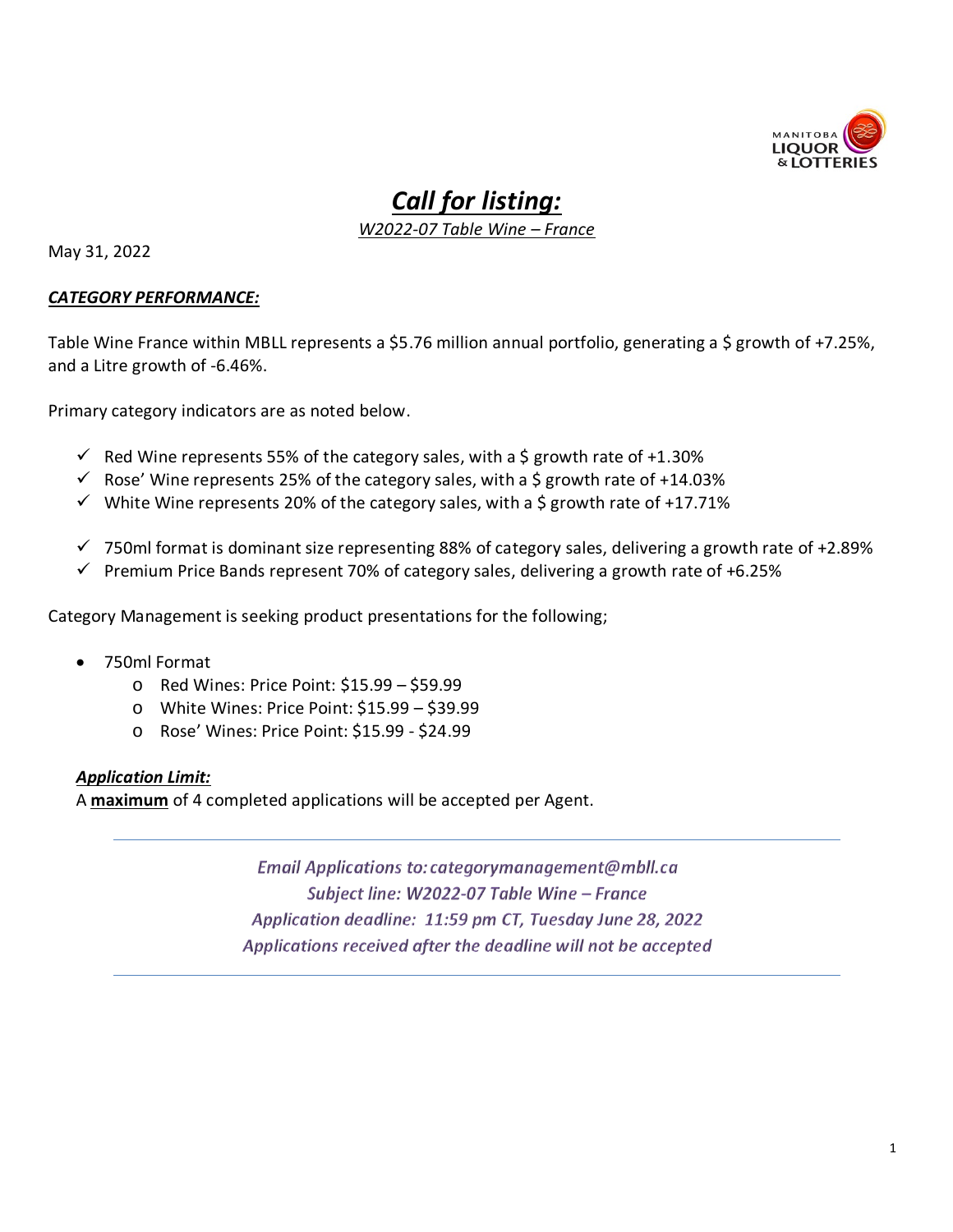# *Call for listing:*

*W2022-07 Table Wine – France*

May 31, 2022

***CATEGORY PERFORMANCE:***

Table Wine France within MBLL represents a $5.76 million annual portfolio, generating a $ growth of +7.25%, and a Litre growth of -6.46%.

Primary category indicators are as noted below.

- ✓ Red Wine represents 55% of the category sales, with a $ growth rate of +1.30%
- ✓ Rose' Wine represents 25% of the category sales, with a $ growth rate of +14.03%
- ✓ White Wine represents 20% of the category sales, with a $ growth rate of +17.71%

- ✓ 750ml format is dominant size representing 88% of category sales, delivering a growth rate of +2.89%
- ✓ Premium Price Bands represent 70% of category sales, delivering a growth rate of +6.25%

Category Management is seeking product presentations for the following;

- 750ml Format
  - Red Wines: Price Point: $15.99 – $59.99
  - White Wines: Price Point: $15.99 – $39.99
  - Rose' Wines: Price Point: $15.99 - $24.99

***Application Limit:***

A **maximum** of 4 completed applications will be accepted per Agent.

---

*Email Applications to: categorymanagement@mbll.ca*
*Subject line: W2022-07 Table Wine – France*
*Application deadline: 11:59 pm CT, Tuesday June 28, 2022*
*Applications received after the deadline will not be accepted*

---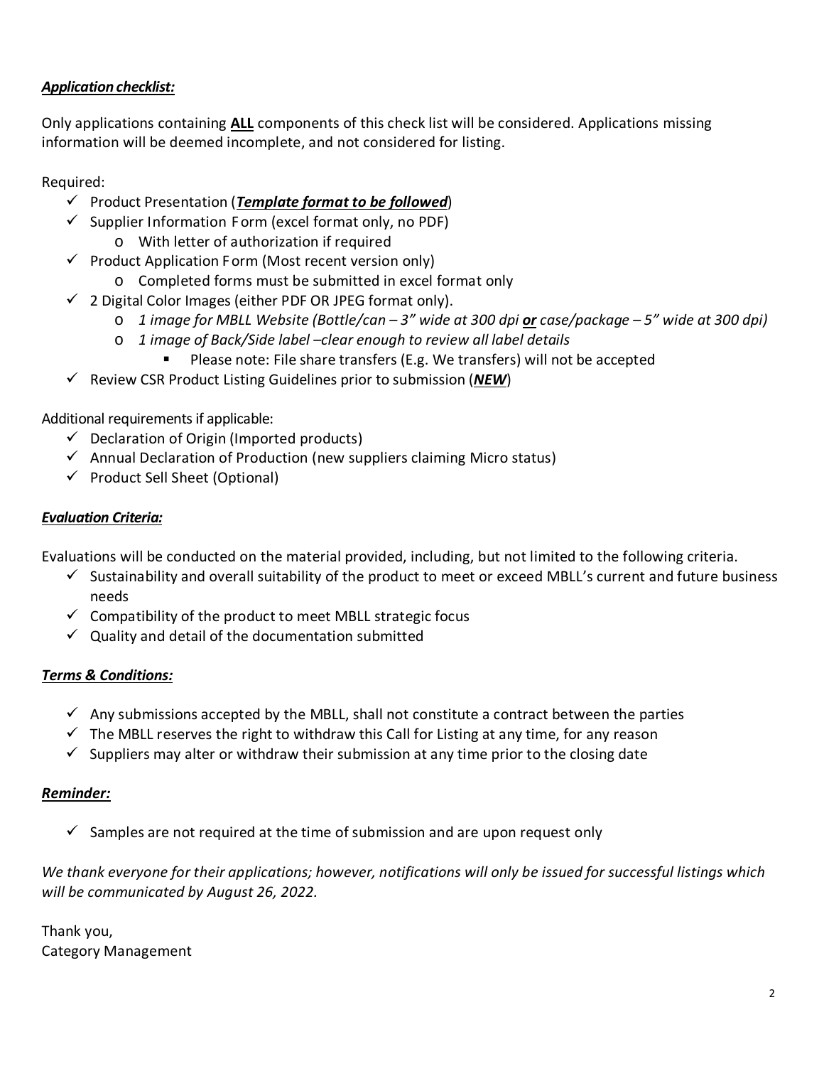***Application checklist:***

Only applications containing **ALL** components of this check list will be considered. Applications missing information will be deemed incomplete, and not considered for listing.

Required:

- ✓ Product Presentation (***Template format to be followed***)
- ✓ Supplier Information Form (excel format only, no PDF)
  - With letter of authorization if required
- ✓ Product Application Form (Most recent version only)
  - Completed forms must be submitted in excel format only
- ✓ 2 Digital Color Images (either PDF OR JPEG format only).
  - *1 image for MBLL Website (Bottle/can – 3" wide at 300 dpi **or** case/package – 5" wide at 300 dpi)*
  - *1 image of Back/Side label –clear enough to review all label details*
    - Please note: File share transfers (E.g. We transfers) will not be accepted
- ✓ Review CSR Product Listing Guidelines prior to submission (***NEW***)

Additional requirements if applicable:

- ✓ Declaration of Origin (Imported products)
- ✓ Annual Declaration of Production (new suppliers claiming Micro status)
- ✓ Product Sell Sheet (Optional)

***Evaluation Criteria:***

Evaluations will be conducted on the material provided, including, but not limited to the following criteria.

- ✓ Sustainability and overall suitability of the product to meet or exceed MBLL's current and future business needs
- ✓ Compatibility of the product to meet MBLL strategic focus
- ✓ Quality and detail of the documentation submitted

***Terms & Conditions:***

- ✓ Any submissions accepted by the MBLL, shall not constitute a contract between the parties
- ✓ The MBLL reserves the right to withdraw this Call for Listing at any time, for any reason
- ✓ Suppliers may alter or withdraw their submission at any time prior to the closing date

***Reminder:***

- ✓ Samples are not required at the time of submission and are upon request only

*We thank everyone for their applications; however, notifications will only be issued for successful listings which will be communicated by August 26, 2022.*

Thank you,
Category Management